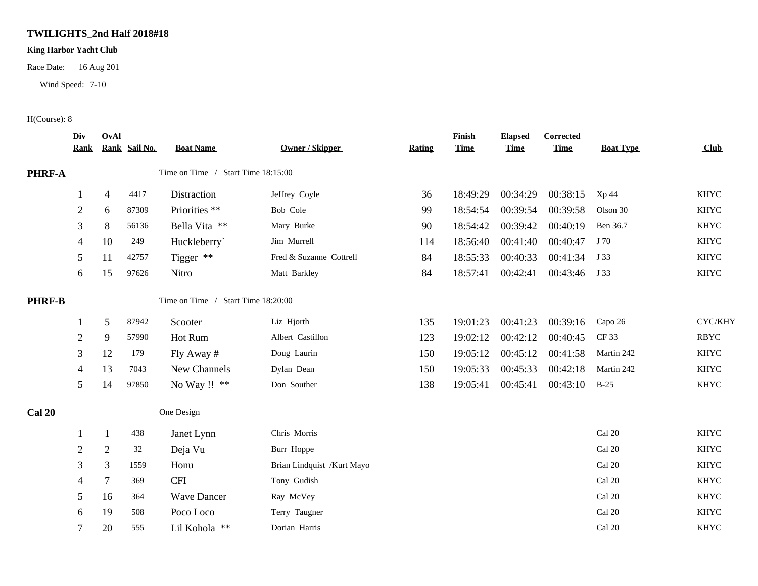**TWILIGHTS_2nd Half 2018#18**

**King Harbor Yacht Club**

Race Date: 16 Aug 201

Wind Speed: 7-10

H(Course): 8

| Div Rank | OvAl Rank | Sail No. | Boat Name | Owner / Skipper | Rating | Finish Time | Elapsed Time | Corrected Time | Boat Type | Club |
|---|---|---|---|---|---|---|---|---|---|---|
| **PHRF-A** | | | Time on Time / Start Time 18:15:00 | | | | | | | |
| 1 | 4 | 4417 | Distraction | Jeffrey Coyle | 36 | 18:49:29 | 00:34:29 | 00:38:15 | Xp 44 | KHYC |
| 2 | 6 | 87309 | Priorities ** | Bob Cole | 99 | 18:54:54 | 00:39:54 | 00:39:58 | Olson 30 | KHYC |
| 3 | 8 | 56136 | Bella Vita ** | Mary Burke | 90 | 18:54:42 | 00:39:42 | 00:40:19 | Ben 36.7 | KHYC |
| 4 | 10 | 249 | Huckleberry` | Jim Murrell | 114 | 18:56:40 | 00:41:40 | 00:40:47 | J 70 | KHYC |
| 5 | 11 | 42757 | Tigger ** | Fred & Suzanne Cottrell | 84 | 18:55:33 | 00:40:33 | 00:41:34 | J 33 | KHYC |
| 6 | 15 | 97626 | Nitro | Matt Barkley | 84 | 18:57:41 | 00:42:41 | 00:43:46 | J 33 | KHYC |
| **PHRF-B** | | | Time on Time / Start Time 18:20:00 | | | | | | | |
| 1 | 5 | 87942 | Scooter | Liz Hjorth | 135 | 19:01:23 | 00:41:23 | 00:39:16 | Capo 26 | CYC/KHY |
| 2 | 9 | 57990 | Hot Rum | Albert Castillon | 123 | 19:02:12 | 00:42:12 | 00:40:45 | CF 33 | RBYC |
| 3 | 12 | 179 | Fly Away # | Doug Laurin | 150 | 19:05:12 | 00:45:12 | 00:41:58 | Martin 242 | KHYC |
| 4 | 13 | 7043 | New Channels | Dylan Dean | 150 | 19:05:33 | 00:45:33 | 00:42:18 | Martin 242 | KHYC |
| 5 | 14 | 97850 | No Way !! ** | Don Souther | 138 | 19:05:41 | 00:45:41 | 00:43:10 | B-25 | KHYC |
| **Cal 20** | | | One Design | | | | | | | |
| 1 | 1 | 438 | Janet Lynn | Chris Morris | | | | | Cal 20 | KHYC |
| 2 | 2 | 32 | Deja Vu | Burr Hoppe | | | | | Cal 20 | KHYC |
| 3 | 3 | 1559 | Honu | Brian Lindquist /Kurt Mayo | | | | | Cal 20 | KHYC |
| 4 | 7 | 369 | CFI | Tony Gudish | | | | | Cal 20 | KHYC |
| 5 | 16 | 364 | Wave Dancer | Ray McVey | | | | | Cal 20 | KHYC |
| 6 | 19 | 508 | Poco Loco | Terry Taugner | | | | | Cal 20 | KHYC |
| 7 | 20 | 555 | Lil Kohola ** | Dorian Harris | | | | | Cal 20 | KHYC |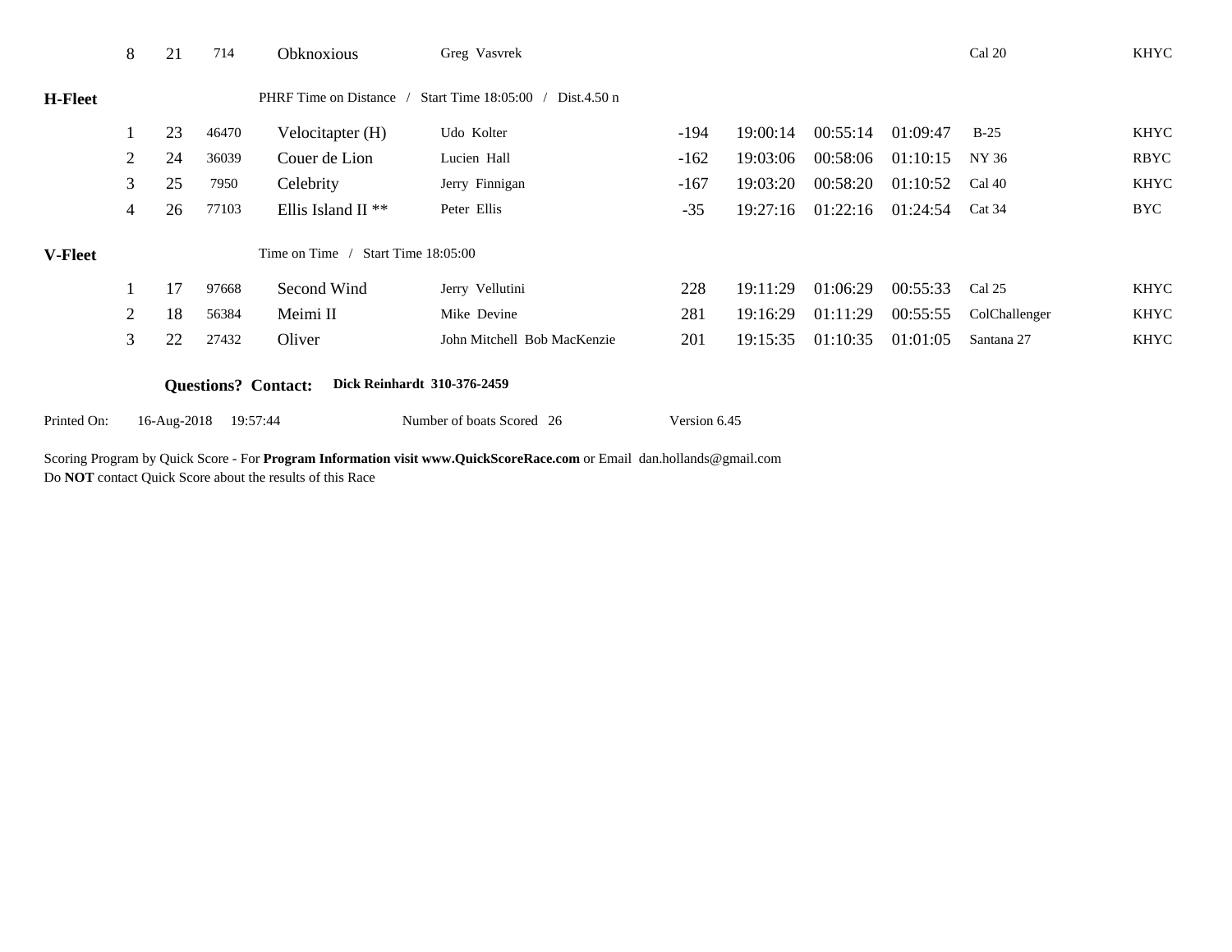| | | | | | | | | | | | |
|---|---|---|---|---|---|---|---|---|---|---|---|
| | 8 | 21 | 714 | Obknoxious | Greg Vasvrek | | | | | Cal 20 | KHYC |

**H-Fleet** PHRF Time on Distance / Start Time 18:05:00 / Dist.4.50 n

| | | | | | | | | | | | |
|---|---|---|---|---|---|---|---|---|---|---|---|
| | 1 | 23 | 46470 | Velocitapter (H) | Udo Kolter | -194 | 19:00:14 | 00:55:14 | 01:09:47 | B-25 | KHYC |
| | 2 | 24 | 36039 | Couer de Lion | Lucien Hall | -162 | 19:03:06 | 00:58:06 | 01:10:15 | NY 36 | RBYC |
| | 3 | 25 | 7950 | Celebrity | Jerry Finnigan | -167 | 19:03:20 | 00:58:20 | 01:10:52 | Cal 40 | KHYC |
| | 4 | 26 | 77103 | Ellis Island II ** | Peter Ellis | -35 | 19:27:16 | 01:22:16 | 01:24:54 | Cat 34 | BYC |

**V-Fleet** Time on Time / Start Time 18:05:00

| | | | | | | | | | | | |
|---|---|---|---|---|---|---|---|---|---|---|---|
| | 1 | 17 | 97668 | Second Wind | Jerry Vellutini | 228 | 19:11:29 | 01:06:29 | 00:55:33 | Cal 25 | KHYC |
| | 2 | 18 | 56384 | Meimi II | Mike Devine | 281 | 19:16:29 | 01:11:29 | 00:55:55 | ColChallenger | KHYC |
| | 3 | 22 | 27432 | Oliver | John Mitchell Bob MacKenzie | 201 | 19:15:35 | 01:10:35 | 01:01:05 | Santana 27 | KHYC |

**Questions? Contact:** **Dick Reinhardt 310-376-2459**

Printed On: 16-Aug-2018 19:57:44 Number of boats Scored 26 Version 6.45

Scoring Program by Quick Score - For **Program Information visit www.QuickScoreRace.com** or Email dan.hollands@gmail.com
Do **NOT** contact Quick Score about the results of this Race